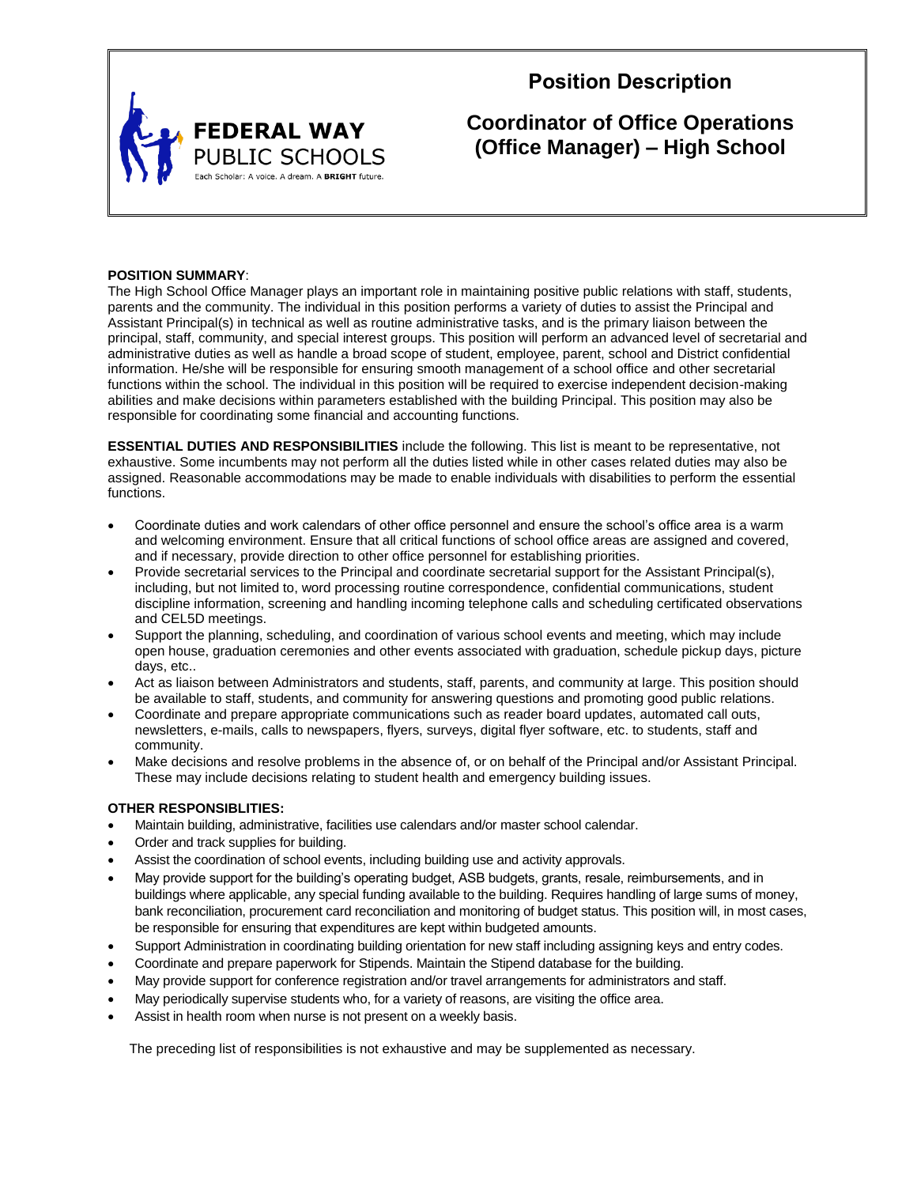FEDERAL WAY PUBLIC SCHOOLS

Each Scholar: A voice. A dream. A **BRIGHT** future.

# Position Description

## Coordinator of Office Operations (Office Manager) – High School

**POSITION SUMMARY**:

The High School Office Manager plays an important role in maintaining positive public relations with staff, students, parents and the community. The individual in this position performs a variety of duties to assist the Principal and Assistant Principal(s) in technical as well as routine administrative tasks, and is the primary liaison between the principal, staff, community, and special interest groups. This position will perform an advanced level of secretarial and administrative duties as well as handle a broad scope of student, employee, parent, school and District confidential information. He/she will be responsible for ensuring smooth management of a school office and other secretarial functions within the school. The individual in this position will be required to exercise independent decision-making abilities and make decisions within parameters established with the building Principal. This position may also be responsible for coordinating some financial and accounting functions.

**ESSENTIAL DUTIES AND RESPONSIBILITIES** include the following. This list is meant to be representative, not exhaustive. Some incumbents may not perform all the duties listed while in other cases related duties may also be assigned. Reasonable accommodations may be made to enable individuals with disabilities to perform the essential functions.

- Coordinate duties and work calendars of other office personnel and ensure the school's office area is a warm and welcoming environment. Ensure that all critical functions of school office areas are assigned and covered, and if necessary, provide direction to other office personnel for establishing priorities.
- Provide secretarial services to the Principal and coordinate secretarial support for the Assistant Principal(s), including, but not limited to, word processing routine correspondence, confidential communications, student discipline information, screening and handling incoming telephone calls and scheduling certificated observations and CEL5D meetings.
- Support the planning, scheduling, and coordination of various school events and meeting, which may include open house, graduation ceremonies and other events associated with graduation, schedule pickup days, picture days, etc..
- Act as liaison between Administrators and students, staff, parents, and community at large. This position should be available to staff, students, and community for answering questions and promoting good public relations.
- Coordinate and prepare appropriate communications such as reader board updates, automated call outs, newsletters, e-mails, calls to newspapers, flyers, surveys, digital flyer software, etc. to students, staff and community.
- Make decisions and resolve problems in the absence of, or on behalf of the Principal and/or Assistant Principal. These may include decisions relating to student health and emergency building issues.

**OTHER RESPONSIBLITIES:**

- Maintain building, administrative, facilities use calendars and/or master school calendar.
- Order and track supplies for building.
- Assist the coordination of school events, including building use and activity approvals.
- May provide support for the building's operating budget, ASB budgets, grants, resale, reimbursements, and in buildings where applicable, any special funding available to the building. Requires handling of large sums of money, bank reconciliation, procurement card reconciliation and monitoring of budget status. This position will, in most cases, be responsible for ensuring that expenditures are kept within budgeted amounts.
- Support Administration in coordinating building orientation for new staff including assigning keys and entry codes.
- Coordinate and prepare paperwork for Stipends. Maintain the Stipend database for the building.
- May provide support for conference registration and/or travel arrangements for administrators and staff.
- May periodically supervise students who, for a variety of reasons, are visiting the office area.
- Assist in health room when nurse is not present on a weekly basis.

The preceding list of responsibilities is not exhaustive and may be supplemented as necessary.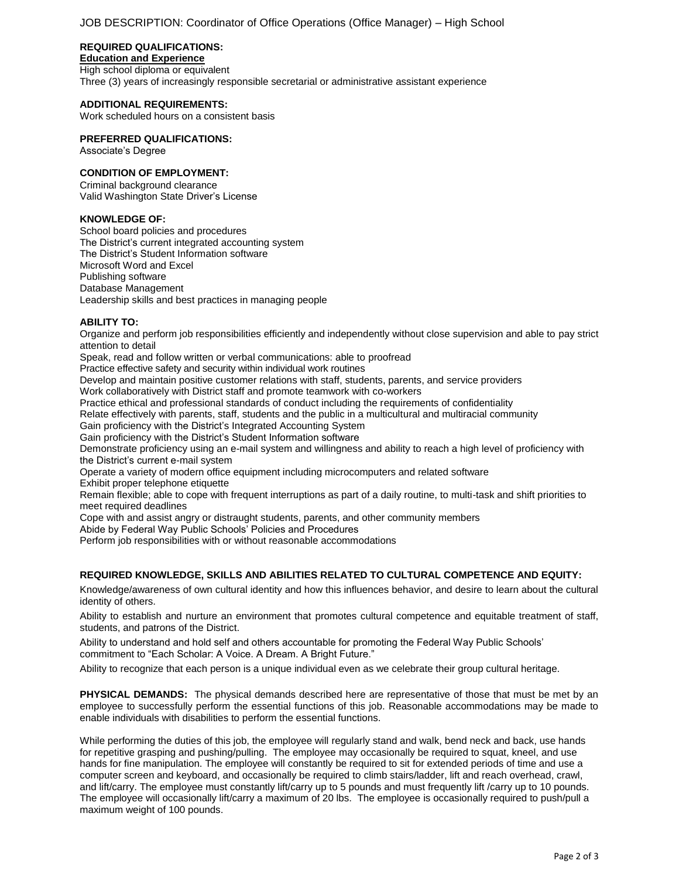JOB DESCRIPTION: Coordinator of Office Operations (Office Manager) – High School

**REQUIRED QUALIFICATIONS:**

**Education and Experience**

High school diploma or equivalent
Three (3) years of increasingly responsible secretarial or administrative assistant experience

**ADDITIONAL REQUIREMENTS:**

Work scheduled hours on a consistent basis

**PREFERRED QUALIFICATIONS:**

Associate's Degree

**CONDITION OF EMPLOYMENT:**

Criminal background clearance
Valid Washington State Driver's License

**KNOWLEDGE OF:**

School board policies and procedures
The District's current integrated accounting system
The District's Student Information software
Microsoft Word and Excel
Publishing software
Database Management
Leadership skills and best practices in managing people

**ABILITY TO:**

Organize and perform job responsibilities efficiently and independently without close supervision and able to pay strict attention to detail
Speak, read and follow written or verbal communications: able to proofread
Practice effective safety and security within individual work routines
Develop and maintain positive customer relations with staff, students, parents, and service providers
Work collaboratively with District staff and promote teamwork with co-workers
Practice ethical and professional standards of conduct including the requirements of confidentiality
Relate effectively with parents, staff, students and the public in a multicultural and multiracial community
Gain proficiency with the District's Integrated Accounting System
Gain proficiency with the District's Student Information software
Demonstrate proficiency using an e-mail system and willingness and ability to reach a high level of proficiency with the District's current e-mail system
Operate a variety of modern office equipment including microcomputers and related software
Exhibit proper telephone etiquette
Remain flexible; able to cope with frequent interruptions as part of a daily routine, to multi-task and shift priorities to meet required deadlines
Cope with and assist angry or distraught students, parents, and other community members
Abide by Federal Way Public Schools' Policies and Procedures
Perform job responsibilities with or without reasonable accommodations

**REQUIRED KNOWLEDGE, SKILLS AND ABILITIES RELATED TO CULTURAL COMPETENCE AND EQUITY:**

Knowledge/awareness of own cultural identity and how this influences behavior, and desire to learn about the cultural identity of others.

Ability to establish and nurture an environment that promotes cultural competence and equitable treatment of staff, students, and patrons of the District.

Ability to understand and hold self and others accountable for promoting the Federal Way Public Schools' commitment to "Each Scholar: A Voice. A Dream. A Bright Future."

Ability to recognize that each person is a unique individual even as we celebrate their group cultural heritage.

**PHYSICAL DEMANDS:** The physical demands described here are representative of those that must be met by an employee to successfully perform the essential functions of this job. Reasonable accommodations may be made to enable individuals with disabilities to perform the essential functions.

While performing the duties of this job, the employee will regularly stand and walk, bend neck and back, use hands for repetitive grasping and pushing/pulling. The employee may occasionally be required to squat, kneel, and use hands for fine manipulation. The employee will constantly be required to sit for extended periods of time and use a computer screen and keyboard, and occasionally be required to climb stairs/ladder, lift and reach overhead, crawl, and lift/carry. The employee must constantly lift/carry up to 5 pounds and must frequently lift /carry up to 10 pounds. The employee will occasionally lift/carry a maximum of 20 lbs. The employee is occasionally required to push/pull a maximum weight of 100 pounds.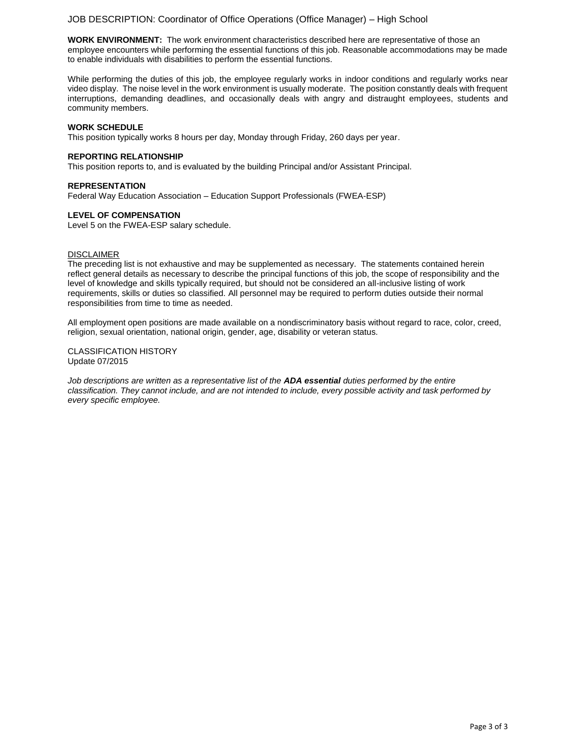**WORK ENVIRONMENT:** The work environment characteristics described here are representative of those an employee encounters while performing the essential functions of this job. Reasonable accommodations may be made to enable individuals with disabilities to perform the essential functions.

While performing the duties of this job, the employee regularly works in indoor conditions and regularly works near video display. The noise level in the work environment is usually moderate. The position constantly deals with frequent interruptions, demanding deadlines, and occasionally deals with angry and distraught employees, students and community members.

**WORK SCHEDULE**

This position typically works 8 hours per day, Monday through Friday, 260 days per year.

**REPORTING RELATIONSHIP**

This position reports to, and is evaluated by the building Principal and/or Assistant Principal.

**REPRESENTATION**

Federal Way Education Association – Education Support Professionals (FWEA-ESP)

**LEVEL OF COMPENSATION**

Level 5 on the FWEA-ESP salary schedule.

DISCLAIMER

The preceding list is not exhaustive and may be supplemented as necessary. The statements contained herein reflect general details as necessary to describe the principal functions of this job, the scope of responsibility and the level of knowledge and skills typically required, but should not be considered an all-inclusive listing of work requirements, skills or duties so classified. All personnel may be required to perform duties outside their normal responsibilities from time to time as needed.

All employment open positions are made available on a nondiscriminatory basis without regard to race, color, creed, religion, sexual orientation, national origin, gender, age, disability or veteran status.

CLASSIFICATION HISTORY

Update 07/2015

*Job descriptions are written as a representative list of the **ADA essential** duties performed by the entire classification. They cannot include, and are not intended to include, every possible activity and task performed by every specific employee.*